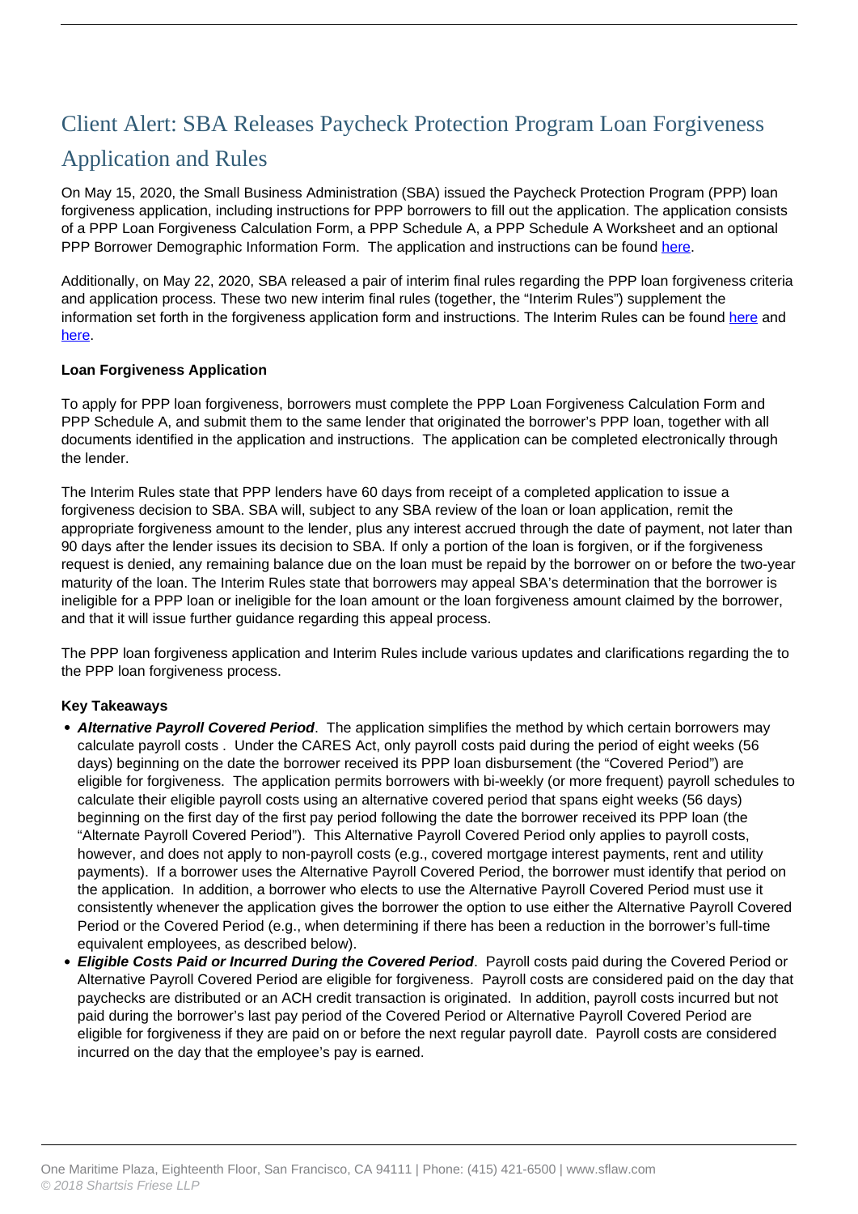# Client Alert: SBA Releases Paycheck Protection Program Loan Forgiveness Application and Rules

On May 15, 2020, the Small Business Administration (SBA) issued the Paycheck Protection Program (PPP) loan forgiveness application, including instructions for PPP borrowers to fill out the application. The application consists of a PPP Loan Forgiveness Calculation Form, a PPP Schedule A, a PPP Schedule A Worksheet and an optional PPP Borrower Demographic Information Form. The application and instructions can be found here.

Additionally, on May 22, 2020, SBA released a pair of interim final rules regarding the PPP loan forgiveness criteria and application process. These two new interim final rules (together, the "Interim Rules") supplement the information set forth in the forgiveness application form and instructions. The Interim Rules can be found here and here.

**Loan Forgiveness Application**

To apply for PPP loan forgiveness, borrowers must complete the PPP Loan Forgiveness Calculation Form and PPP Schedule A, and submit them to the same lender that originated the borrower's PPP loan, together with all documents identified in the application and instructions. The application can be completed electronically through the lender.

The Interim Rules state that PPP lenders have 60 days from receipt of a completed application to issue a forgiveness decision to SBA. SBA will, subject to any SBA review of the loan or loan application, remit the appropriate forgiveness amount to the lender, plus any interest accrued through the date of payment, not later than 90 days after the lender issues its decision to SBA. If only a portion of the loan is forgiven, or if the forgiveness request is denied, any remaining balance due on the loan must be repaid by the borrower on or before the two-year maturity of the loan. The Interim Rules state that borrowers may appeal SBA's determination that the borrower is ineligible for a PPP loan or ineligible for the loan amount or the loan forgiveness amount claimed by the borrower, and that it will issue further guidance regarding this appeal process.

The PPP loan forgiveness application and Interim Rules include various updates and clarifications regarding the to the PPP loan forgiveness process.

**Key Takeaways**

- ***Alternative Payroll Covered Period***. The application simplifies the method by which certain borrowers may calculate payroll costs . Under the CARES Act, only payroll costs paid during the period of eight weeks (56 days) beginning on the date the borrower received its PPP loan disbursement (the "Covered Period") are eligible for forgiveness. The application permits borrowers with bi-weekly (or more frequent) payroll schedules to calculate their eligible payroll costs using an alternative covered period that spans eight weeks (56 days) beginning on the first day of the first pay period following the date the borrower received its PPP loan (the "Alternate Payroll Covered Period"). This Alternative Payroll Covered Period only applies to payroll costs, however, and does not apply to non-payroll costs (e.g., covered mortgage interest payments, rent and utility payments). If a borrower uses the Alternative Payroll Covered Period, the borrower must identify that period on the application. In addition, a borrower who elects to use the Alternative Payroll Covered Period must use it consistently whenever the application gives the borrower the option to use either the Alternative Payroll Covered Period or the Covered Period (e.g., when determining if there has been a reduction in the borrower's full-time equivalent employees, as described below).
- ***Eligible Costs Paid or Incurred During the Covered Period***. Payroll costs paid during the Covered Period or Alternative Payroll Covered Period are eligible for forgiveness. Payroll costs are considered paid on the day that paychecks are distributed or an ACH credit transaction is originated. In addition, payroll costs incurred but not paid during the borrower's last pay period of the Covered Period or Alternative Payroll Covered Period are eligible for forgiveness if they are paid on or before the next regular payroll date. Payroll costs are considered incurred on the day that the employee's pay is earned.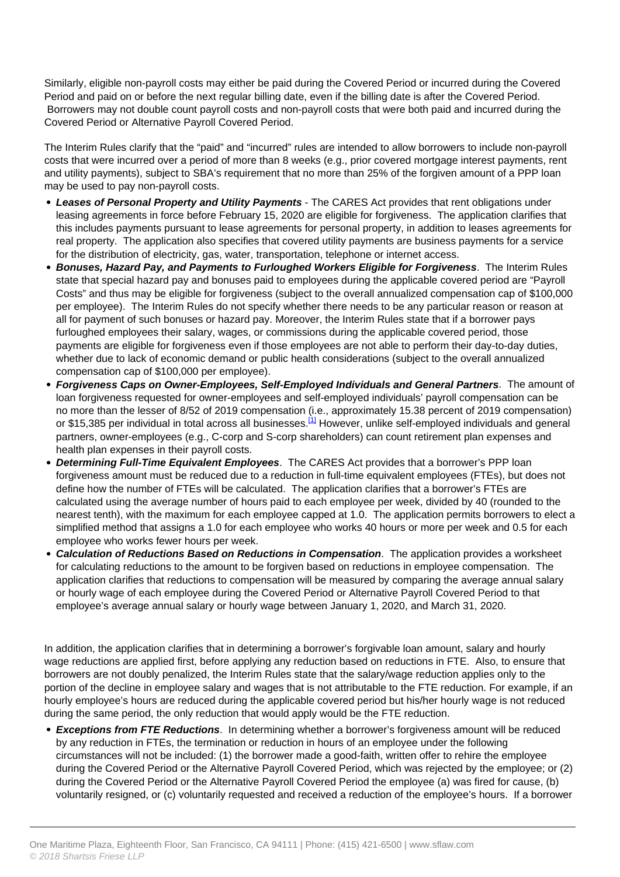Similarly, eligible non-payroll costs may either be paid during the Covered Period or incurred during the Covered Period and paid on or before the next regular billing date, even if the billing date is after the Covered Period. Borrowers may not double count payroll costs and non-payroll costs that were both paid and incurred during the Covered Period or Alternative Payroll Covered Period.

The Interim Rules clarify that the "paid" and "incurred" rules are intended to allow borrowers to include non-payroll costs that were incurred over a period of more than 8 weeks (e.g., prior covered mortgage interest payments, rent and utility payments), subject to SBA's requirement that no more than 25% of the forgiven amount of a PPP loan may be used to pay non-payroll costs.

- ***Leases of Personal Property and Utility Payments*** - The CARES Act provides that rent obligations under leasing agreements in force before February 15, 2020 are eligible for forgiveness. The application clarifies that this includes payments pursuant to lease agreements for personal property, in addition to leases agreements for real property. The application also specifies that covered utility payments are business payments for a service for the distribution of electricity, gas, water, transportation, telephone or internet access.
- ***Bonuses, Hazard Pay, and Payments to Furloughed Workers Eligible for Forgiveness***. The Interim Rules state that special hazard pay and bonuses paid to employees during the applicable covered period are "Payroll Costs" and thus may be eligible for forgiveness (subject to the overall annualized compensation cap of $100,000 per employee). The Interim Rules do not specify whether there needs to be any particular reason or reason at all for payment of such bonuses or hazard pay. Moreover, the Interim Rules state that if a borrower pays furloughed employees their salary, wages, or commissions during the applicable covered period, those payments are eligible for forgiveness even if those employees are not able to perform their day-to-day duties, whether due to lack of economic demand or public health considerations (subject to the overall annualized compensation cap of $100,000 per employee).
- ***Forgiveness Caps on Owner-Employees, Self-Employed Individuals and General Partners***. The amount of loan forgiveness requested for owner-employees and self-employed individuals' payroll compensation can be no more than the lesser of 8/52 of 2019 compensation (i.e., approximately 15.38 percent of 2019 compensation) or $15,385 per individual in total across all businesses.[1] However, unlike self-employed individuals and general partners, owner-employees (e.g., C-corp and S-corp shareholders) can count retirement plan expenses and health plan expenses in their payroll costs.
- ***Determining Full-Time Equivalent Employees***. The CARES Act provides that a borrower's PPP loan forgiveness amount must be reduced due to a reduction in full-time equivalent employees (FTEs), but does not define how the number of FTEs will be calculated. The application clarifies that a borrower's FTEs are calculated using the average number of hours paid to each employee per week, divided by 40 (rounded to the nearest tenth), with the maximum for each employee capped at 1.0. The application permits borrowers to elect a simplified method that assigns a 1.0 for each employee who works 40 hours or more per week and 0.5 for each employee who works fewer hours per week.
- ***Calculation of Reductions Based on Reductions in Compensation***. The application provides a worksheet for calculating reductions to the amount to be forgiven based on reductions in employee compensation. The application clarifies that reductions to compensation will be measured by comparing the average annual salary or hourly wage of each employee during the Covered Period or Alternative Payroll Covered Period to that employee's average annual salary or hourly wage between January 1, 2020, and March 31, 2020.

In addition, the application clarifies that in determining a borrower's forgivable loan amount, salary and hourly wage reductions are applied first, before applying any reduction based on reductions in FTE. Also, to ensure that borrowers are not doubly penalized, the Interim Rules state that the salary/wage reduction applies only to the portion of the decline in employee salary and wages that is not attributable to the FTE reduction. For example, if an hourly employee's hours are reduced during the applicable covered period but his/her hourly wage is not reduced during the same period, the only reduction that would apply would be the FTE reduction.

- ***Exceptions from FTE Reductions***. In determining whether a borrower's forgiveness amount will be reduced by any reduction in FTEs, the termination or reduction in hours of an employee under the following circumstances will not be included: (1) the borrower made a good-faith, written offer to rehire the employee during the Covered Period or the Alternative Payroll Covered Period, which was rejected by the employee; or (2) during the Covered Period or the Alternative Payroll Covered Period the employee (a) was fired for cause, (b) voluntarily resigned, or (c) voluntarily requested and received a reduction of the employee's hours. If a borrower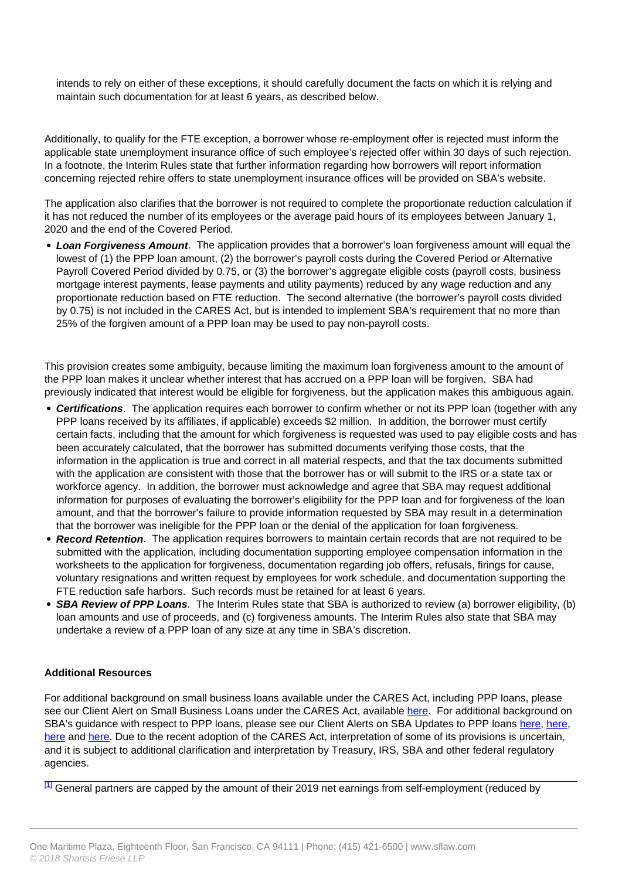intends to rely on either of these exceptions, it should carefully document the facts on which it is relying and maintain such documentation for at least 6 years, as described below.

Additionally, to qualify for the FTE exception, a borrower whose re-employment offer is rejected must inform the applicable state unemployment insurance office of such employee's rejected offer within 30 days of such rejection. In a footnote, the Interim Rules state that further information regarding how borrowers will report information concerning rejected rehire offers to state unemployment insurance offices will be provided on SBA's website.

The application also clarifies that the borrower is not required to complete the proportionate reduction calculation if it has not reduced the number of its employees or the average paid hours of its employees between January 1, 2020 and the end of the Covered Period.

- ***Loan Forgiveness Amount***. The application provides that a borrower's loan forgiveness amount will equal the lowest of (1) the PPP loan amount, (2) the borrower's payroll costs during the Covered Period or Alternative Payroll Covered Period divided by 0.75, or (3) the borrower's aggregate eligible costs (payroll costs, business mortgage interest payments, lease payments and utility payments) reduced by any wage reduction and any proportionate reduction based on FTE reduction. The second alternative (the borrower's payroll costs divided by 0.75) is not included in the CARES Act, but is intended to implement SBA's requirement that no more than 25% of the forgiven amount of a PPP loan may be used to pay non-payroll costs.

This provision creates some ambiguity, because limiting the maximum loan forgiveness amount to the amount of the PPP loan makes it unclear whether interest that has accrued on a PPP loan will be forgiven. SBA had previously indicated that interest would be eligible for forgiveness, but the application makes this ambiguous again.

- ***Certifications***. The application requires each borrower to confirm whether or not its PPP loan (together with any PPP loans received by its affiliates, if applicable) exceeds $2 million. In addition, the borrower must certify certain facts, including that the amount for which forgiveness is requested was used to pay eligible costs and has been accurately calculated, that the borrower has submitted documents verifying those costs, that the information in the application is true and correct in all material respects, and that the tax documents submitted with the application are consistent with those that the borrower has or will submit to the IRS or a state tax or workforce agency. In addition, the borrower must acknowledge and agree that SBA may request additional information for purposes of evaluating the borrower's eligibility for the PPP loan and for forgiveness of the loan amount, and that the borrower's failure to provide information requested by SBA may result in a determination that the borrower was ineligible for the PPP loan or the denial of the application for loan forgiveness.
- ***Record Retention***. The application requires borrowers to maintain certain records that are not required to be submitted with the application, including documentation supporting employee compensation information in the worksheets to the application for forgiveness, documentation regarding job offers, refusals, firings for cause, voluntary resignations and written request by employees for work schedule, and documentation supporting the FTE reduction safe harbors. Such records must be retained for at least 6 years.
- ***SBA Review of PPP Loans***. The Interim Rules state that SBA is authorized to review (a) borrower eligibility, (b) loan amounts and use of proceeds, and (c) forgiveness amounts. The Interim Rules also state that SBA may undertake a review of a PPP loan of any size at any time in SBA's discretion.

**Additional Resources**

For additional background on small business loans available under the CARES Act, including PPP loans, please see our Client Alert on Small Business Loans under the CARES Act, available here. For additional background on SBA's guidance with respect to PPP loans, please see our Client Alerts on SBA Updates to PPP loans here, here, here and here. Due to the recent adoption of the CARES Act, interpretation of some of its provisions is uncertain, and it is subject to additional clarification and interpretation by Treasury, IRS, SBA and other federal regulatory agencies.

[1] General partners are capped by the amount of their 2019 net earnings from self-employment (reduced by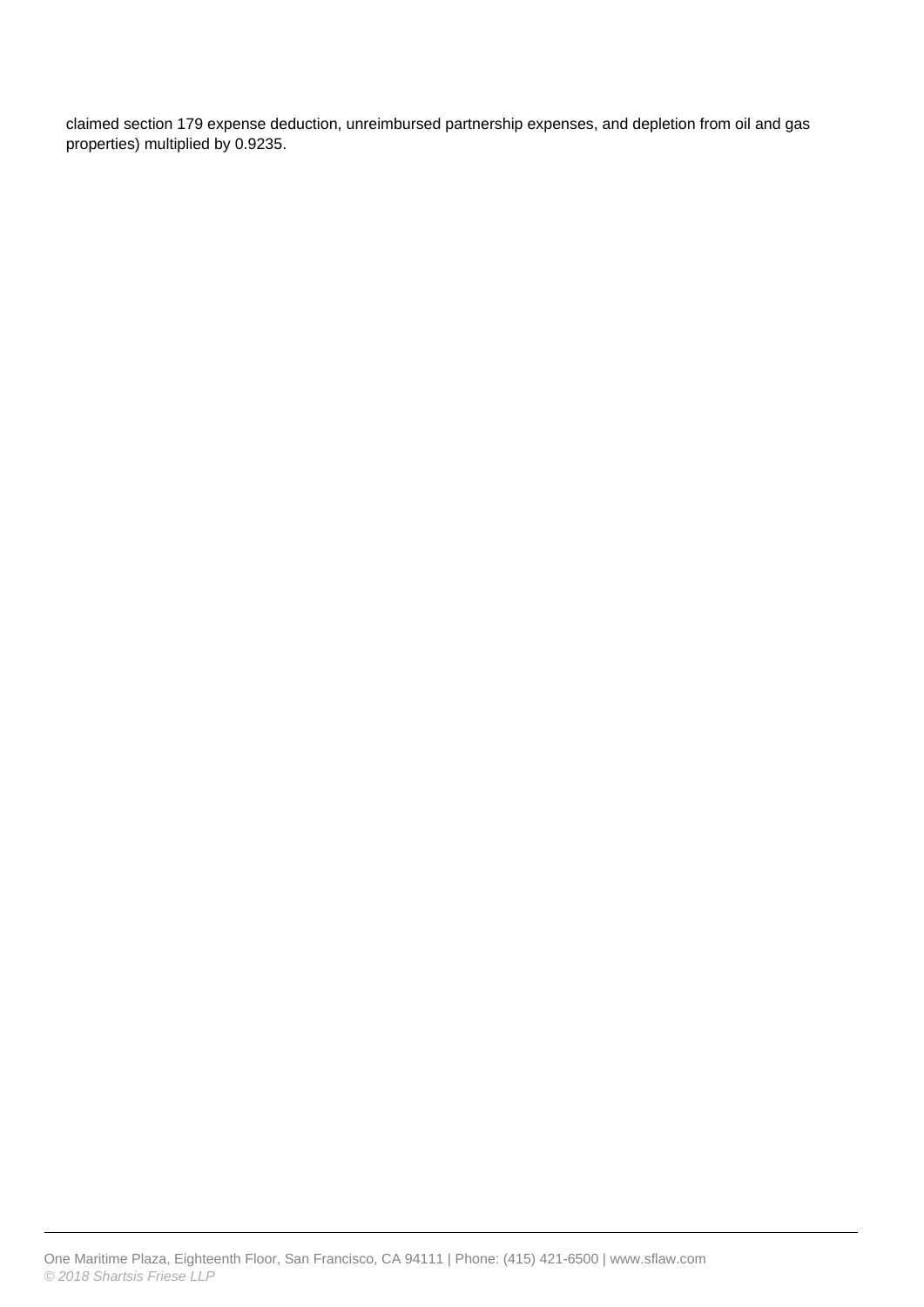claimed section 179 expense deduction, unreimbursed partnership expenses, and depletion from oil and gas properties) multiplied by 0.9235.